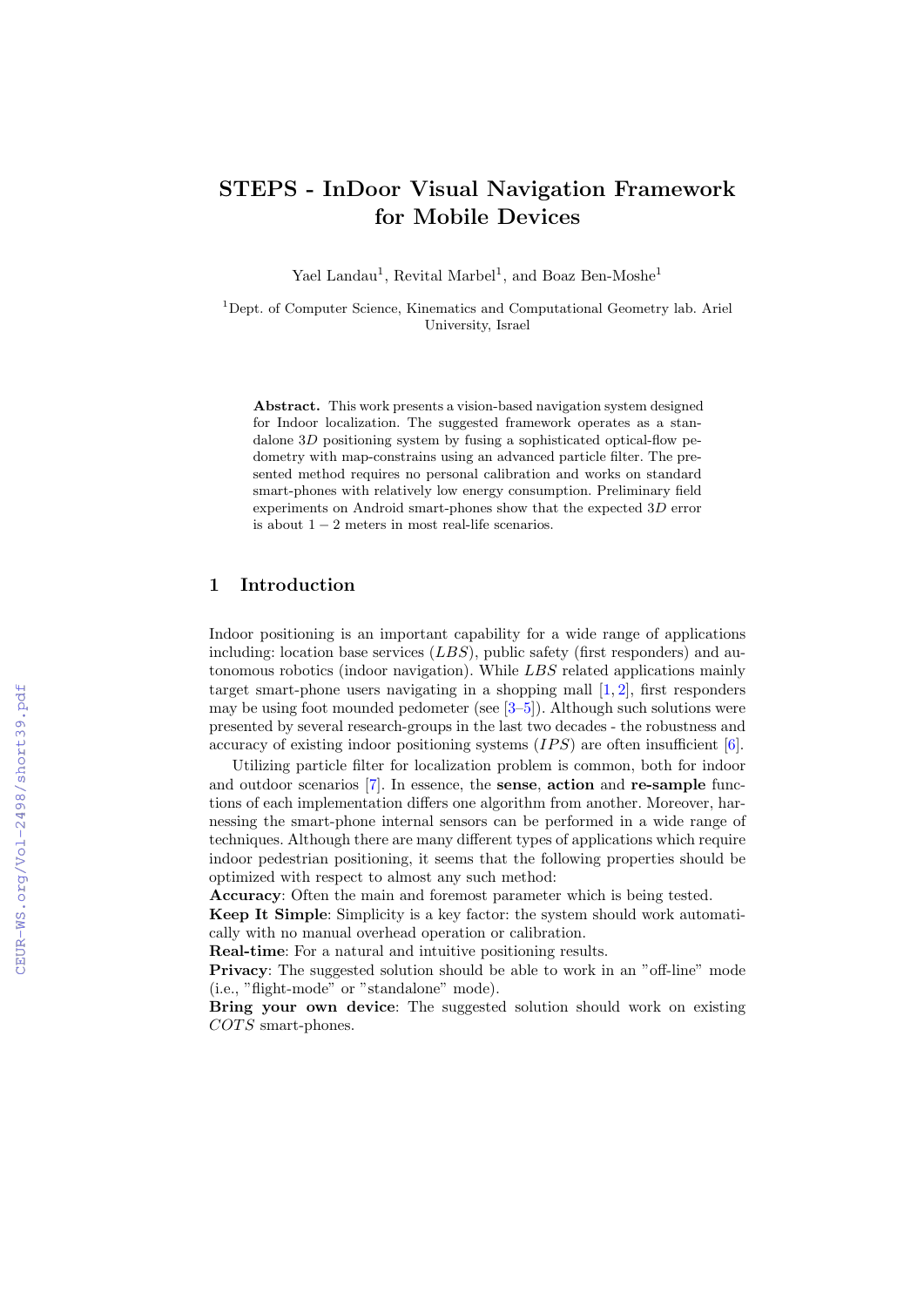# STEPS - InDoor Visual Navigation Framework for Mobile Devices

Yael Landau[1], Revital Marbel[1], and Boaz Ben-Moshe[1]

[1]Dept. of Computer Science, Kinematics and Computational Geometry lab. Ariel University, Israel

**Abstract.** This work presents a vision-based navigation system designed for Indoor localization. The suggested framework operates as a standalone $3D$ positioning system by fusing a sophisticated optical-flow pedometry with map-constrains using an advanced particle filter. The presented method requires no personal calibration and works on standard smart-phones with relatively low energy consumption. Preliminary field experiments on Android smart-phones show that the expected $3D$ error is about $1-2$ meters in most real-life scenarios.

## 1 Introduction

Indoor positioning is an important capability for a wide range of applications including: location base services ($LBS$), public safety (first responders) and autonomous robotics (indoor navigation). While $LBS$ related applications mainly target smart-phone users navigating in a shopping mall [1, 2], first responders may be using foot mounded pedometer (see [3–5]). Although such solutions were presented by several research-groups in the last two decades - the robustness and accuracy of existing indoor positioning systems ($IPS$) are often insufficient [6].

Utilizing particle filter for localization problem is common, both for indoor and outdoor scenarios [7]. In essence, the **sense**, **action** and **re-sample** functions of each implementation differs one algorithm from another. Moreover, harnessing the smart-phone internal sensors can be performed in a wide range of techniques. Although there are many different types of applications which require indoor pedestrian positioning, it seems that the following properties should be optimized with respect to almost any such method:

**Accuracy**: Often the main and foremost parameter which is being tested.
**Keep It Simple**: Simplicity is a key factor: the system should work automatically with no manual overhead operation or calibration.
**Real-time**: For a natural and intuitive positioning results.
**Privacy**: The suggested solution should be able to work in an "off-line" mode (i.e., "flight-mode" or "standalone" mode).
**Bring your own device**: The suggested solution should work on existing $COTS$ smart-phones.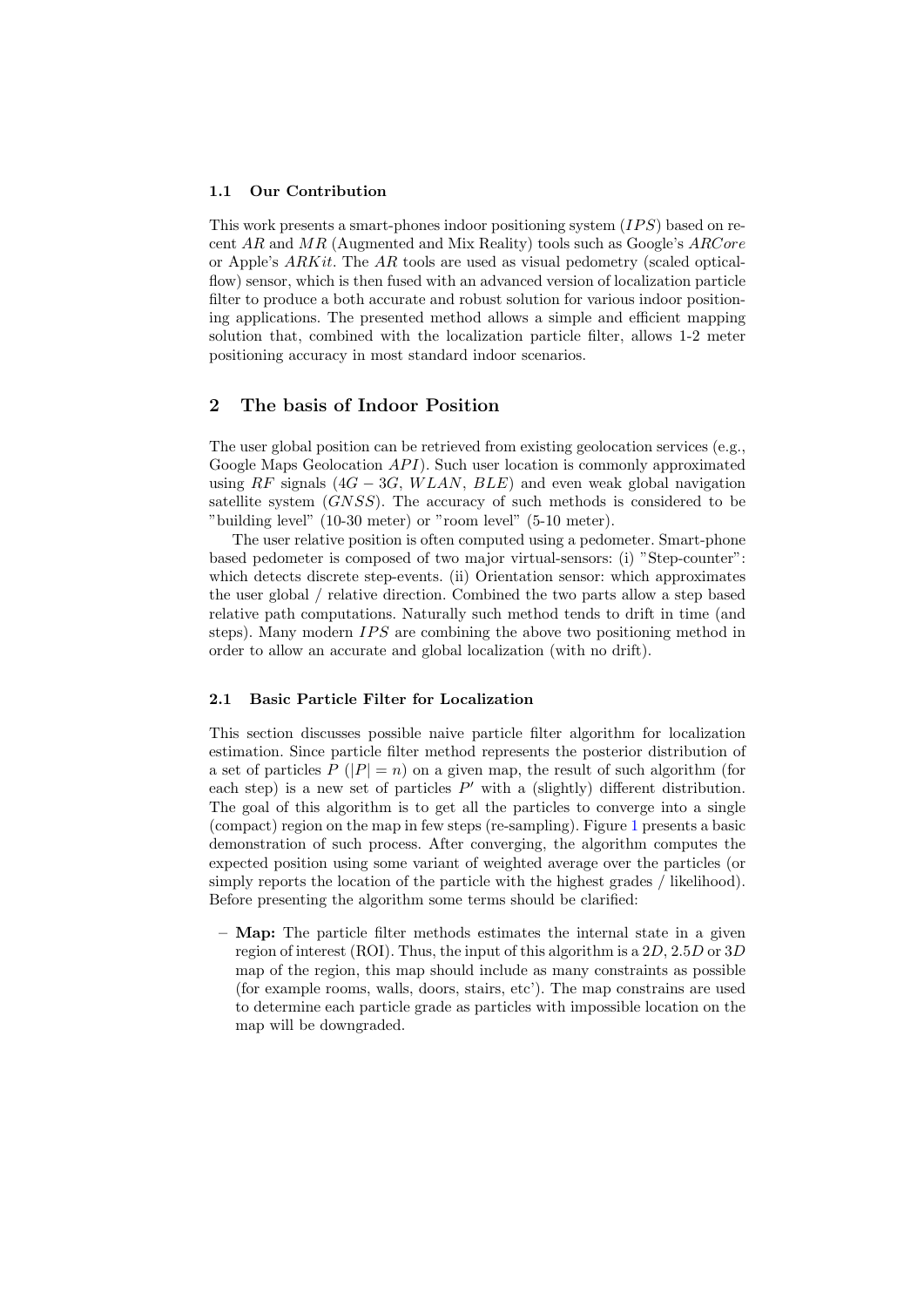### 1.1 Our Contribution

This work presents a smart-phones indoor positioning system ($IPS$) based on recent $AR$ and $MR$ (Augmented and Mix Reality) tools such as Google's $ARCore$ or Apple's $ARKit$. The $AR$ tools are used as visual pedometry (scaled optical-flow) sensor, which is then fused with an advanced version of localization particle filter to produce a both accurate and robust solution for various indoor positioning applications. The presented method allows a simple and efficient mapping solution that, combined with the localization particle filter, allows 1-2 meter positioning accuracy in most standard indoor scenarios.

## 2 The basis of Indoor Position

The user global position can be retrieved from existing geolocation services (e.g., Google Maps Geolocation $API$). Such user location is commonly approximated using $RF$ signals ($4G-3G$, $WLAN$, $BLE$) and even weak global navigation satellite system ($GNSS$). The accuracy of such methods is considered to be "building level" (10-30 meter) or "room level" (5-10 meter).

The user relative position is often computed using a pedometer. Smart-phone based pedometer is composed of two major virtual-sensors: (i) "Step-counter": which detects discrete step-events. (ii) Orientation sensor: which approximates the user global / relative direction. Combined the two parts allow a step based relative path computations. Naturally such method tends to drift in time (and steps). Many modern $IPS$ are combining the above two positioning method in order to allow an accurate and global localization (with no drift).

### 2.1 Basic Particle Filter for Localization

This section discusses possible naive particle filter algorithm for localization estimation. Since particle filter method represents the posterior distribution of a set of particles $P$ ($|P| = n$) on a given map, the result of such algorithm (for each step) is a new set of particles $P'$ with a (slightly) different distribution. The goal of this algorithm is to get all the particles to converge into a single (compact) region on the map in few steps (re-sampling). Figure 1 presents a basic demonstration of such process. After converging, the algorithm computes the expected position using some variant of weighted average over the particles (or simply reports the location of the particle with the highest grades / likelihood). Before presenting the algorithm some terms should be clarified:

- **Map:** The particle filter methods estimates the internal state in a given region of interest (ROI). Thus, the input of this algorithm is a $2D$, $2.5D$ or $3D$ map of the region, this map should include as many constraints as possible (for example rooms, walls, doors, stairs, etc'). The map constrains are used to determine each particle grade as particles with impossible location on the map will be downgraded.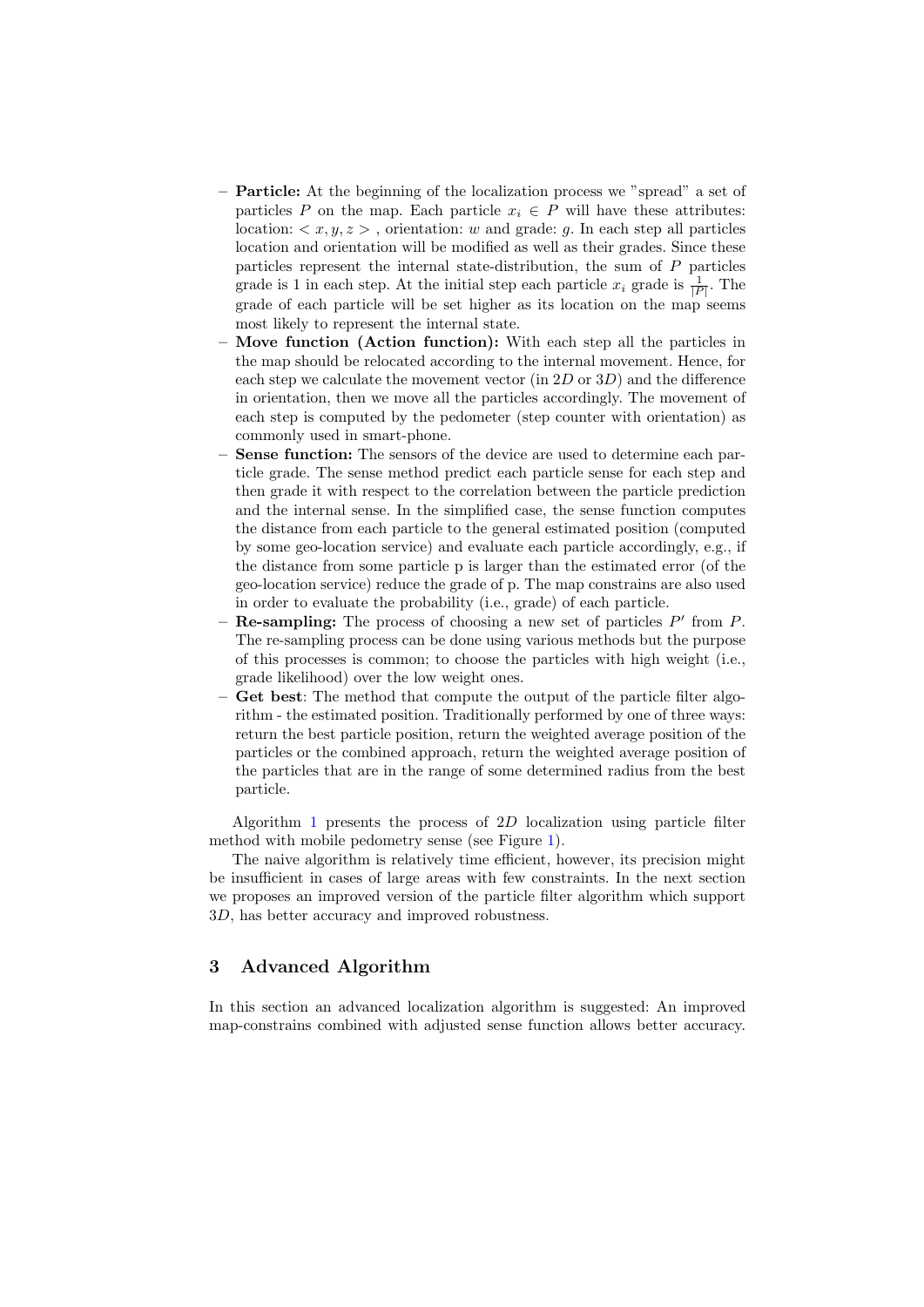- **Particle:** At the beginning of the localization process we "spread" a set of particles $P$ on the map. Each particle $x_i \in P$ will have these attributes: location: $< x, y, z >$ , orientation: $w$ and grade: $g$. In each step all particles location and orientation will be modified as well as their grades. Since these particles represent the internal state-distribution, the sum of $P$ particles grade is 1 in each step. At the initial step each particle $x_i$ grade is $\frac{1}{|P|}$. The grade of each particle will be set higher as its location on the map seems most likely to represent the internal state.
- **Move function (Action function):** With each step all the particles in the map should be relocated according to the internal movement. Hence, for each step we calculate the movement vector (in $2D$ or $3D$) and the difference in orientation, then we move all the particles accordingly. The movement of each step is computed by the pedometer (step counter with orientation) as commonly used in smart-phone.
- **Sense function:** The sensors of the device are used to determine each particle grade. The sense method predict each particle sense for each step and then grade it with respect to the correlation between the particle prediction and the internal sense. In the simplified case, the sense function computes the distance from each particle to the general estimated position (computed by some geo-location service) and evaluate each particle accordingly, e.g., if the distance from some particle p is larger than the estimated error (of the geo-location service) reduce the grade of p. The map constrains are also used in order to evaluate the probability (i.e., grade) of each particle.
- **Re-sampling:** The process of choosing a new set of particles $P'$ from $P$. The re-sampling process can be done using various methods but the purpose of this processes is common; to choose the particles with high weight (i.e., grade likelihood) over the low weight ones.
- **Get best**: The method that compute the output of the particle filter algorithm - the estimated position. Traditionally performed by one of three ways: return the best particle position, return the weighted average position of the particles or the combined approach, return the weighted average position of the particles that are in the range of some determined radius from the best particle.

Algorithm 1 presents the process of $2D$ localization using particle filter method with mobile pedometry sense (see Figure 1).

The naive algorithm is relatively time efficient, however, its precision might be insufficient in cases of large areas with few constraints. In the next section we proposes an improved version of the particle filter algorithm which support $3D$, has better accuracy and improved robustness.

## 3 Advanced Algorithm

In this section an advanced localization algorithm is suggested: An improved map-constrains combined with adjusted sense function allows better accuracy.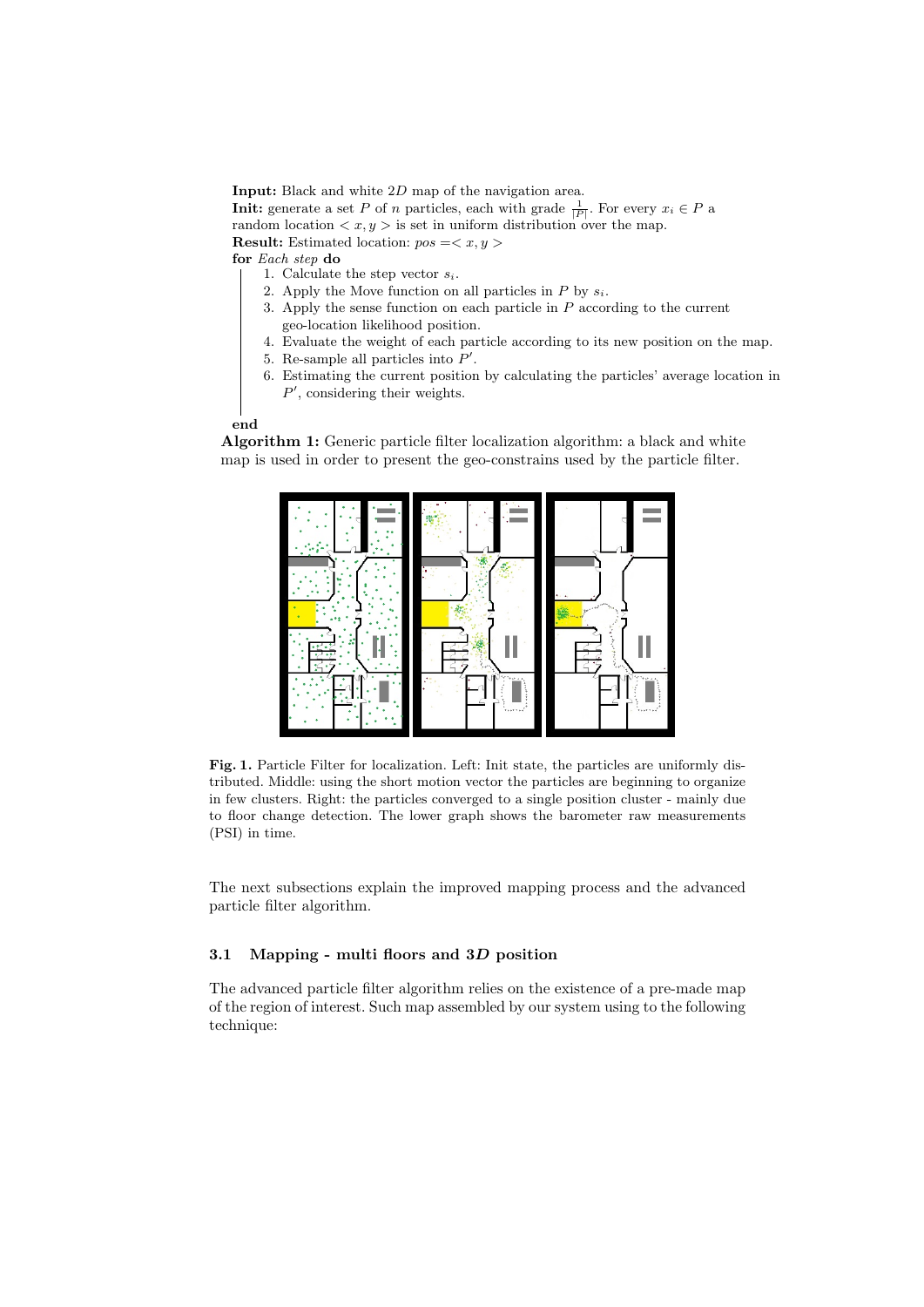**Input:** Black and white $2D$ map of the navigation area.
**Init:** generate a set $P$ of $n$ particles, each with grade $\frac{1}{|P|}$. For every $x_i \in P$ a random location $< x, y >$ is set in uniform distribution over the map.
**Result:** Estimated location: $pos = < x, y >$
**for** *Each step* **do**

1. Calculate the step vector $s_i$.
2. Apply the Move function on all particles in $P$ by $s_i$.
3. Apply the sense function on each particle in $P$ according to the current geo-location likelihood position.
4. Evaluate the weight of each particle according to its new position on the map.
5. Re-sample all particles into $P'$.
6. Estimating the current position by calculating the particles' average location in $P'$, considering their weights.

**end**

**Algorithm 1:** Generic particle filter localization algorithm: a black and white map is used in order to present the geo-constrains used by the particle filter.

**Fig. 1.** Particle Filter for localization. Left: Init state, the particles are uniformly distributed. Middle: using the short motion vector the particles are beginning to organize in few clusters. Right: the particles converged to a single position cluster - mainly due to floor change detection. The lower graph shows the barometer raw measurements (PSI) in time.

The next subsections explain the improved mapping process and the advanced particle filter algorithm.

### 3.1 Mapping - multi floors and $3D$ position

The advanced particle filter algorithm relies on the existence of a pre-made map of the region of interest. Such map assembled by our system using to the following technique: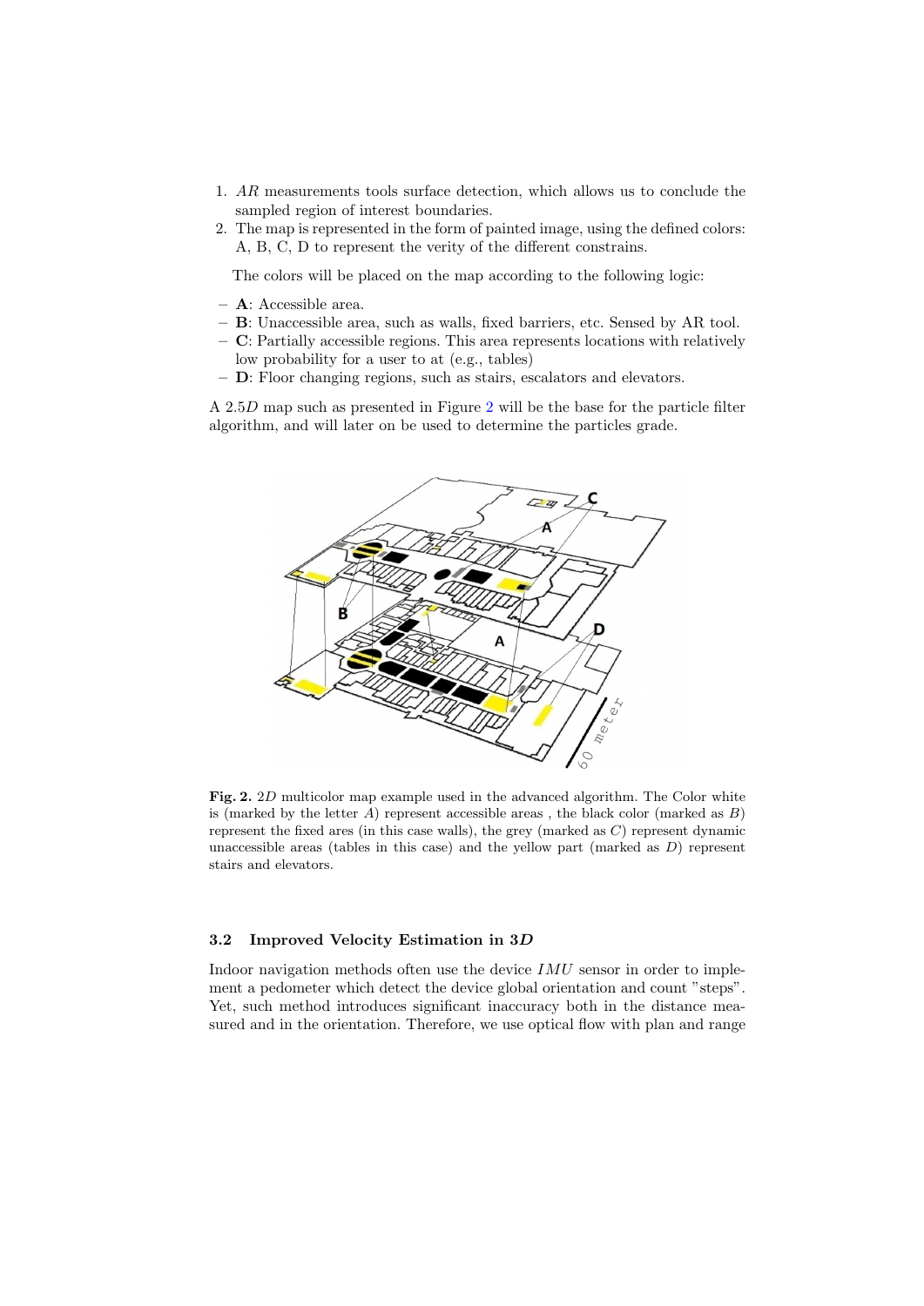1. *AR* measurements tools surface detection, which allows us to conclude the sampled region of interest boundaries.
2. The map is represented in the form of painted image, using the defined colors: A, B, C, D to represent the verity of the different constrains.

   The colors will be placed on the map according to the following logic:

- **A**: Accessible area.
- **B**: Unaccessible area, such as walls, fixed barriers, etc. Sensed by AR tool.
- **C**: Partially accessible regions. This area represents locations with relatively low probability for a user to at (e.g., tables)
- **D**: Floor changing regions, such as stairs, escalators and elevators.

A 2.5$D$ map such as presented in Figure 2 will be the base for the particle filter algorithm, and will later on be used to determine the particles grade.

**Fig. 2.** 2$D$ multicolor map example used in the advanced algorithm. The Color white is (marked by the letter $A$) represent accessible areas , the black color (marked as $B$) represent the fixed ares (in this case walls), the grey (marked as $C$) represent dynamic unaccessible areas (tables in this case) and the yellow part (marked as $D$) represent stairs and elevators.

### 3.2 Improved Velocity Estimation in 3$D$

Indoor navigation methods often use the device $IMU$ sensor in order to implement a pedometer which detect the device global orientation and count "steps". Yet, such method introduces significant inaccuracy both in the distance measured and in the orientation. Therefore, we use optical flow with plan and range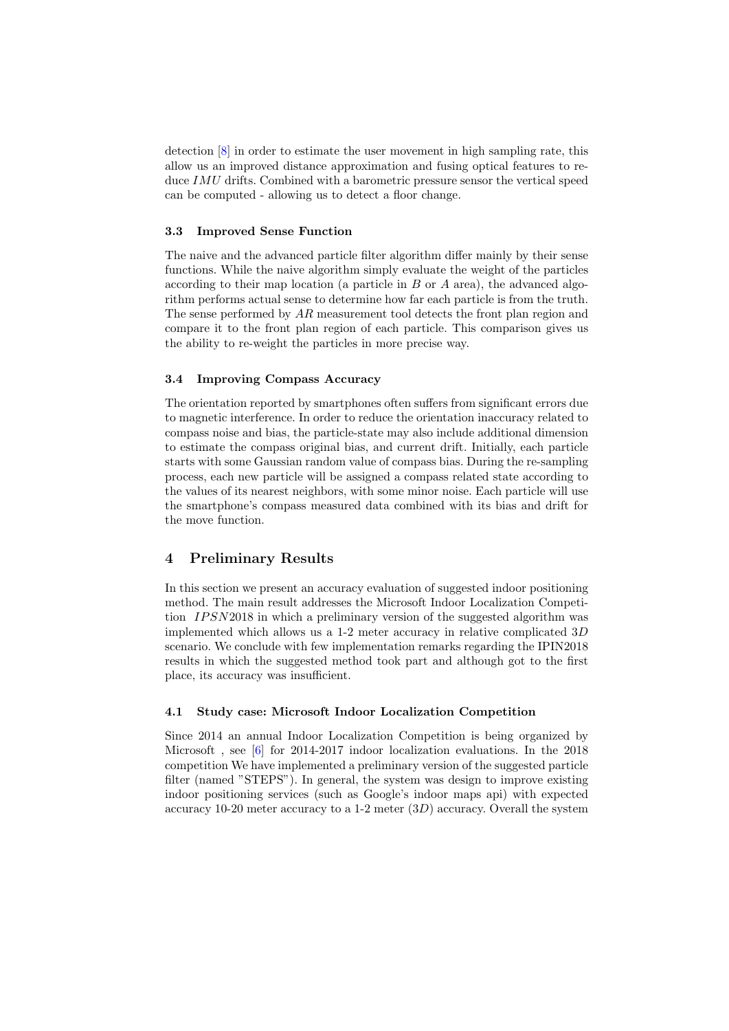detection [8] in order to estimate the user movement in high sampling rate, this allow us an improved distance approximation and fusing optical features to reduce $IMU$ drifts. Combined with a barometric pressure sensor the vertical speed can be computed - allowing us to detect a floor change.

### 3.3 Improved Sense Function

The naive and the advanced particle filter algorithm differ mainly by their sense functions. While the naive algorithm simply evaluate the weight of the particles according to their map location (a particle in $B$ or $A$ area), the advanced algorithm performs actual sense to determine how far each particle is from the truth. The sense performed by $AR$ measurement tool detects the front plan region and compare it to the front plan region of each particle. This comparison gives us the ability to re-weight the particles in more precise way.

### 3.4 Improving Compass Accuracy

The orientation reported by smartphones often suffers from significant errors due to magnetic interference. In order to reduce the orientation inaccuracy related to compass noise and bias, the particle-state may also include additional dimension to estimate the compass original bias, and current drift. Initially, each particle starts with some Gaussian random value of compass bias. During the re-sampling process, each new particle will be assigned a compass related state according to the values of its nearest neighbors, with some minor noise. Each particle will use the smartphone's compass measured data combined with its bias and drift for the move function.

## 4 Preliminary Results

In this section we present an accuracy evaluation of suggested indoor positioning method. The main result addresses the Microsoft Indoor Localization Competition $IPSN2018$ in which a preliminary version of the suggested algorithm was implemented which allows us a 1-2 meter accuracy in relative complicated $3D$ scenario. We conclude with few implementation remarks regarding the IPIN2018 results in which the suggested method took part and although got to the first place, its accuracy was insufficient.

### 4.1 Study case: Microsoft Indoor Localization Competition

Since 2014 an annual Indoor Localization Competition is being organized by Microsoft , see [6] for 2014-2017 indoor localization evaluations. In the 2018 competition We have implemented a preliminary version of the suggested particle filter (named "STEPS"). In general, the system was design to improve existing indoor positioning services (such as Google's indoor maps api) with expected accuracy 10-20 meter accuracy to a 1-2 meter ($3D$) accuracy. Overall the system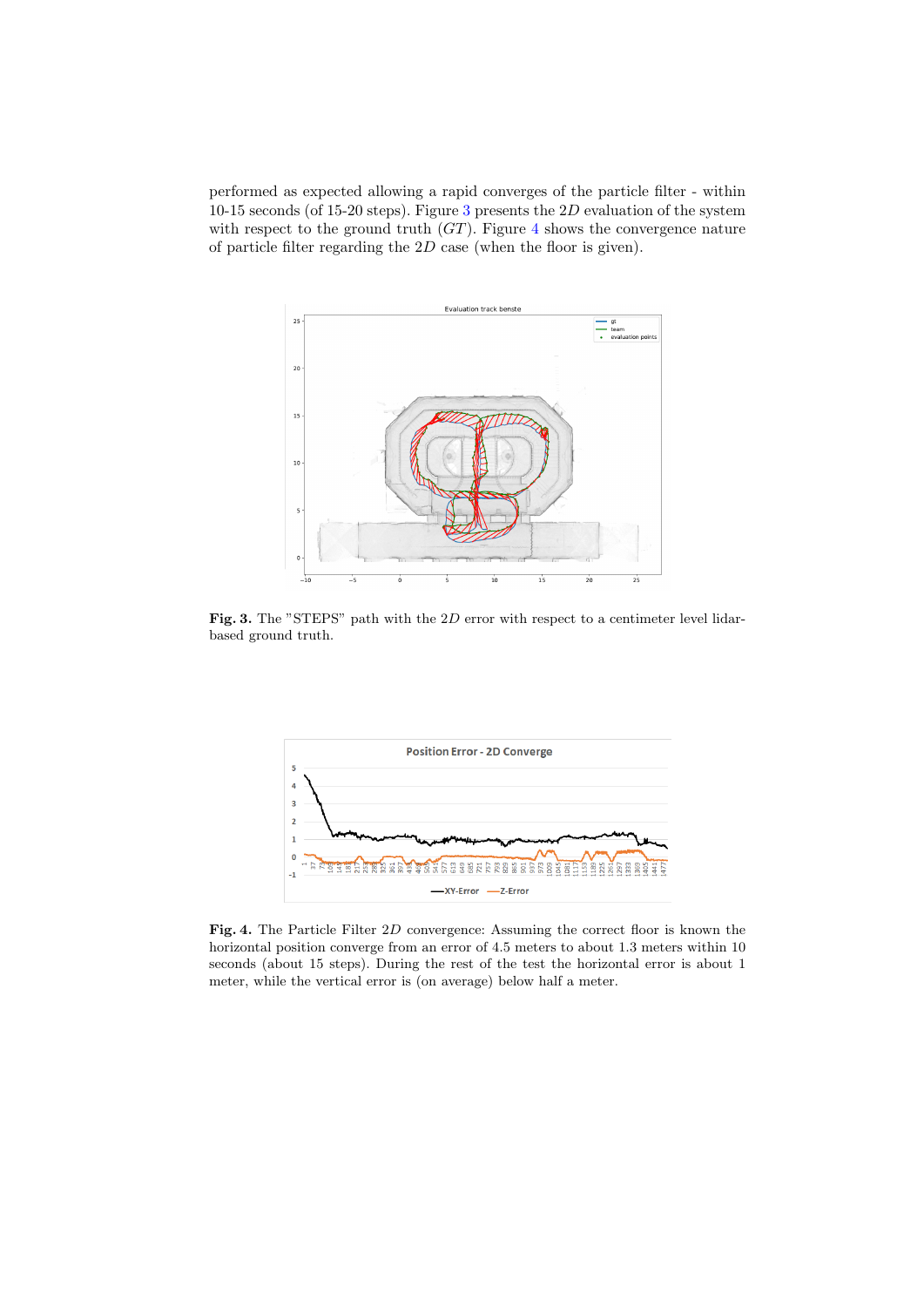performed as expected allowing a rapid converges of the particle filter - within 10-15 seconds (of 15-20 steps). Figure 3 presents the $2D$ evaluation of the system with respect to the ground truth ($GT$). Figure 4 shows the convergence nature of particle filter regarding the $2D$ case (when the floor is given).

**Fig. 3.** The "STEPS" path with the $2D$ error with respect to a centimeter level lidar-based ground truth.

**Fig. 4.** The Particle Filter $2D$ convergence: Assuming the correct floor is known the horizontal position converge from an error of 4.5 meters to about 1.3 meters within 10 seconds (about 15 steps). During the rest of the test the horizontal error is about 1 meter, while the vertical error is (on average) below half a meter.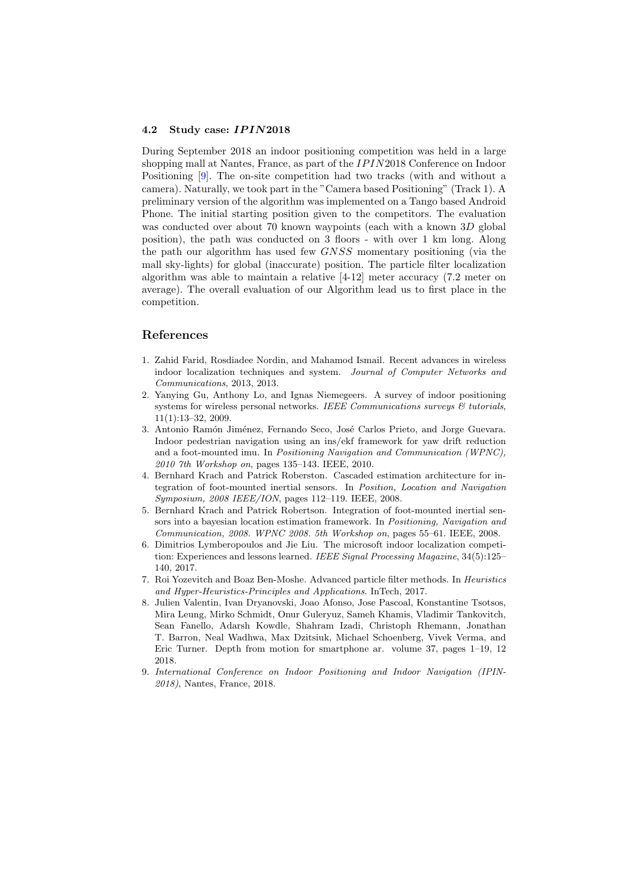### 4.2 Study case: $IPIN2018$

During September 2018 an indoor positioning competition was held in a large shopping mall at Nantes, France, as part of the $IPIN2018$ Conference on Indoor Positioning [9]. The on-site competition had two tracks (with and without a camera). Naturally, we took part in the "Camera based Positioning" (Track 1). A preliminary version of the algorithm was implemented on a Tango based Android Phone. The initial starting position given to the competitors. The evaluation was conducted over about 70 known waypoints (each with a known $3D$ global position), the path was conducted on 3 floors - with over 1 km long. Along the path our algorithm has used few $GNSS$ momentary positioning (via the mall sky-lights) for global (inaccurate) position. The particle filter localization algorithm was able to maintain a relative [4-12] meter accuracy (7.2 meter on average). The overall evaluation of our Algorithm lead us to first place in the competition.

## References

1. Zahid Farid, Rosdiadee Nordin, and Mahamod Ismail. Recent advances in wireless indoor localization techniques and system. *Journal of Computer Networks and Communications*, 2013, 2013.
2. Yanying Gu, Anthony Lo, and Ignas Niemegeers. A survey of indoor positioning systems for wireless personal networks. *IEEE Communications surveys & tutorials*, 11(1):13–32, 2009.
3. Antonio Ramón Jiménez, Fernando Seco, José Carlos Prieto, and Jorge Guevara. Indoor pedestrian navigation using an ins/ekf framework for yaw drift reduction and a foot-mounted imu. In *Positioning Navigation and Communication (WPNC), 2010 7th Workshop on*, pages 135–143. IEEE, 2010.
4. Bernhard Krach and Patrick Roberston. Cascaded estimation architecture for integration of foot-mounted inertial sensors. In *Position, Location and Navigation Symposium, 2008 IEEE/ION*, pages 112–119. IEEE, 2008.
5. Bernhard Krach and Patrick Robertson. Integration of foot-mounted inertial sensors into a bayesian location estimation framework. In *Positioning, Navigation and Communication, 2008. WPNC 2008. 5th Workshop on*, pages 55–61. IEEE, 2008.
6. Dimitrios Lymberopoulos and Jie Liu. The microsoft indoor localization competition: Experiences and lessons learned. *IEEE Signal Processing Magazine*, 34(5):125–140, 2017.
7. Roi Yozevitch and Boaz Ben-Moshe. Advanced particle filter methods. In *Heuristics and Hyper-Heuristics-Principles and Applications*. InTech, 2017.
8. Julien Valentin, Ivan Dryanovski, Joao Afonso, Jose Pascoal, Konstantine Tsotsos, Mira Leung, Mirko Schmidt, Onur Guleryuz, Sameh Khamis, Vladimir Tankovitch, Sean Fanello, Adarsh Kowdle, Shahram Izadi, Christoph Rhemann, Jonathan T. Barron, Neal Wadhwa, Max Dzitsiuk, Michael Schoenberg, Vivek Verma, and Eric Turner. Depth from motion for smartphone ar. volume 37, pages 1–19, 12 2018.
9. *International Conference on Indoor Positioning and Indoor Navigation (IPIN-2018)*, Nantes, France, 2018.